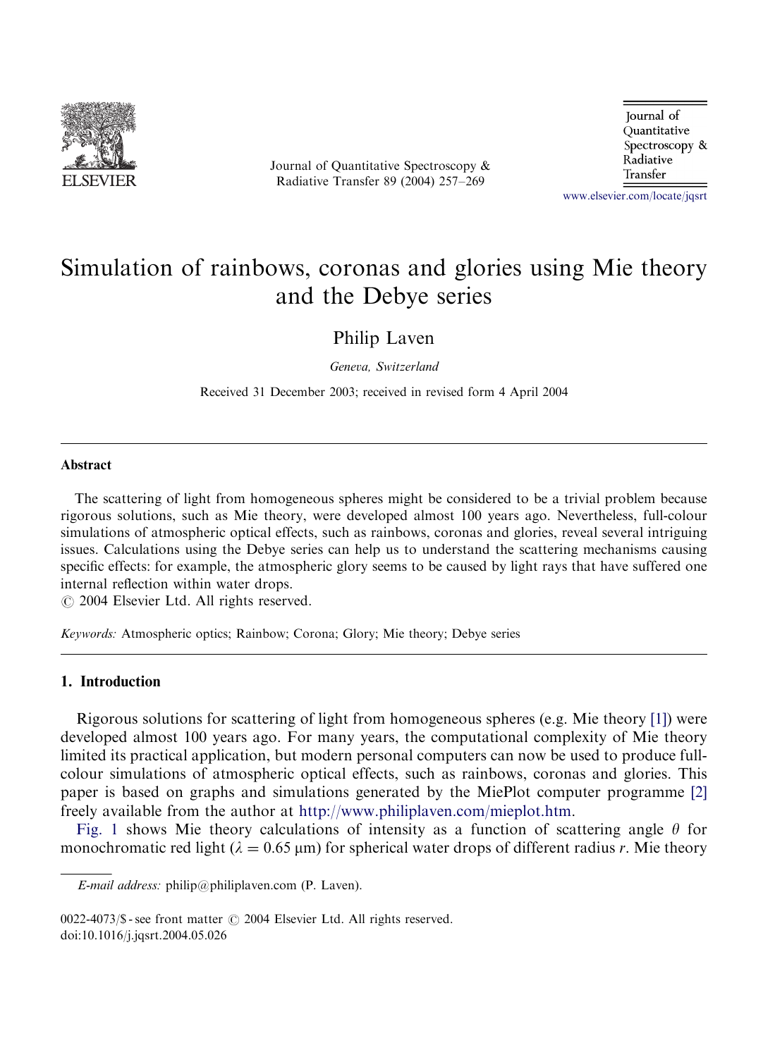# Simulation of rainbows, coronas and glories using Mie theory and the Debye series

Philip Laven

*Geneva, Switzerland*

Received 31 December 2003; received in revised form 4 April 2004

## Abstract

The scattering of light from homogeneous spheres might be considered to be a trivial problem because rigorous solutions, such as Mie theory, were developed almost 100 years ago. Nevertheless, full-colour simulations of atmospheric optical effects, such as rainbows, coronas and glories, reveal several intriguing issues. Calculations using the Debye series can help us to understand the scattering mechanisms causing specific effects: for example, the atmospheric glory seems to be caused by light rays that have suffered one internal reflection within water drops.

© 2004 Elsevier Ltd. All rights reserved.

*Keywords:* Atmospheric optics; Rainbow; Corona; Glory; Mie theory; Debye series

## 1. Introduction

Rigorous solutions for scattering of light from homogeneous spheres (e.g. Mie theory [1]) were developed almost 100 years ago. For many years, the computational complexity of Mie theory limited its practical application, but modern personal computers can now be used to produce full-colour simulations of atmospheric optical effects, such as rainbows, coronas and glories. This paper is based on graphs and simulations generated by the MiePlot computer programme [2] freely available from the author at http://www.philiplaven.com/mieplot.htm.

Fig. 1 shows Mie theory calculations of intensity as a function of scattering angle $\theta$ for monochromatic red light ($\lambda = 0.65$ μm) for spherical water drops of different radius $r$. Mie theory

*E-mail address:* philip@philiplaven.com (P. Laven).

0022-4073/$ - see front matter © 2004 Elsevier Ltd. All rights reserved.
doi:10.1016/j.jqsrt.2004.05.026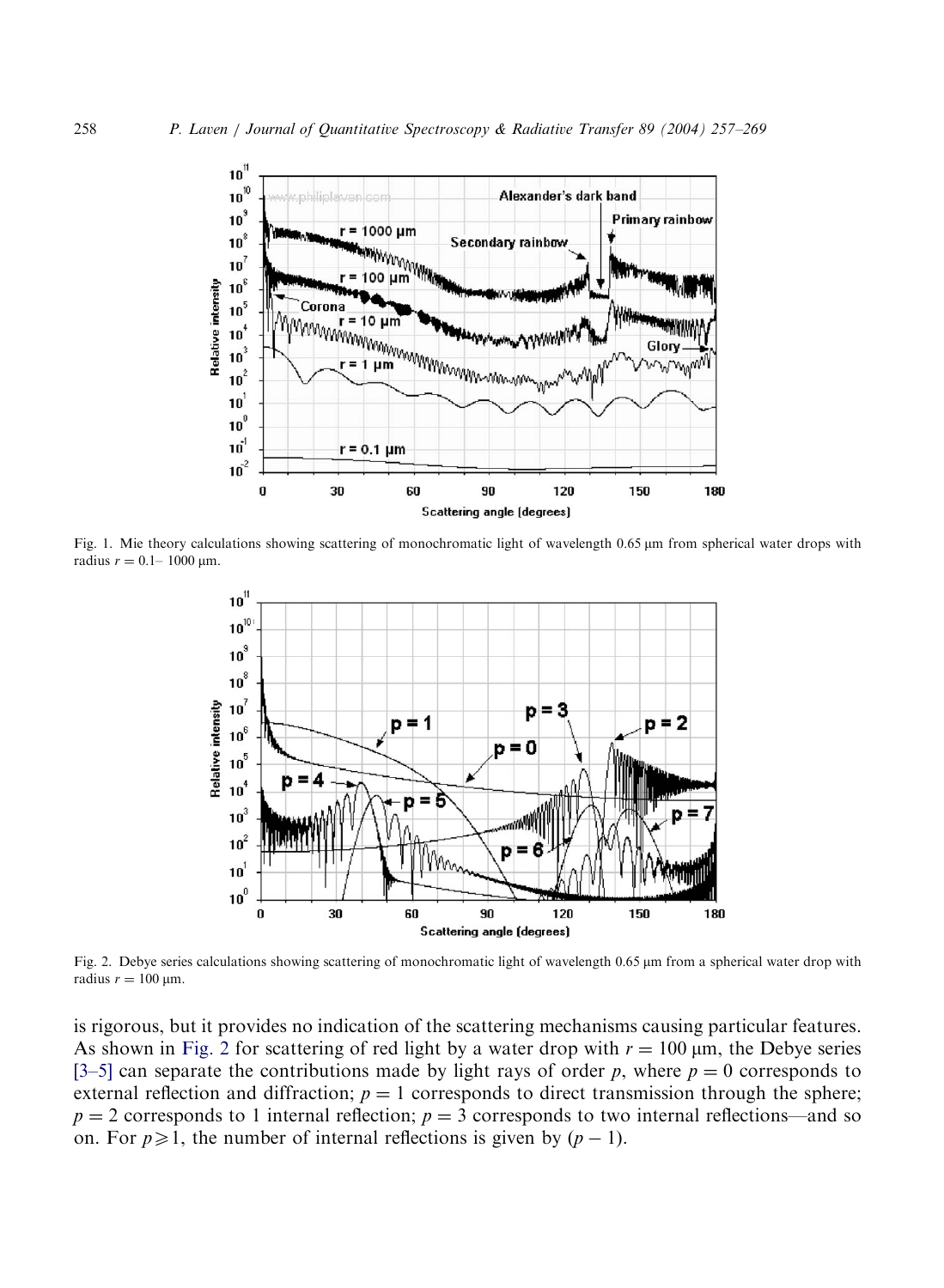Fig. 1. Mie theory calculations showing scattering of monochromatic light of wavelength 0.65 μm from spherical water drops with radius $r = 0.1$– 1000 μm.

Fig. 2. Debye series calculations showing scattering of monochromatic light of wavelength 0.65 μm from a spherical water drop with radius $r = 100$ μm.

is rigorous, but it provides no indication of the scattering mechanisms causing particular features. As shown in Fig. 2 for scattering of red light by a water drop with $r = 100$ μm, the Debye series [3–5] can separate the contributions made by light rays of order $p$, where $p = 0$ corresponds to external reflection and diffraction; $p = 1$ corresponds to direct transmission through the sphere; $p = 2$ corresponds to 1 internal reflection; $p = 3$ corresponds to two internal reflections—and so on. For $p \geqslant 1$, the number of internal reflections is given by $(p - 1)$.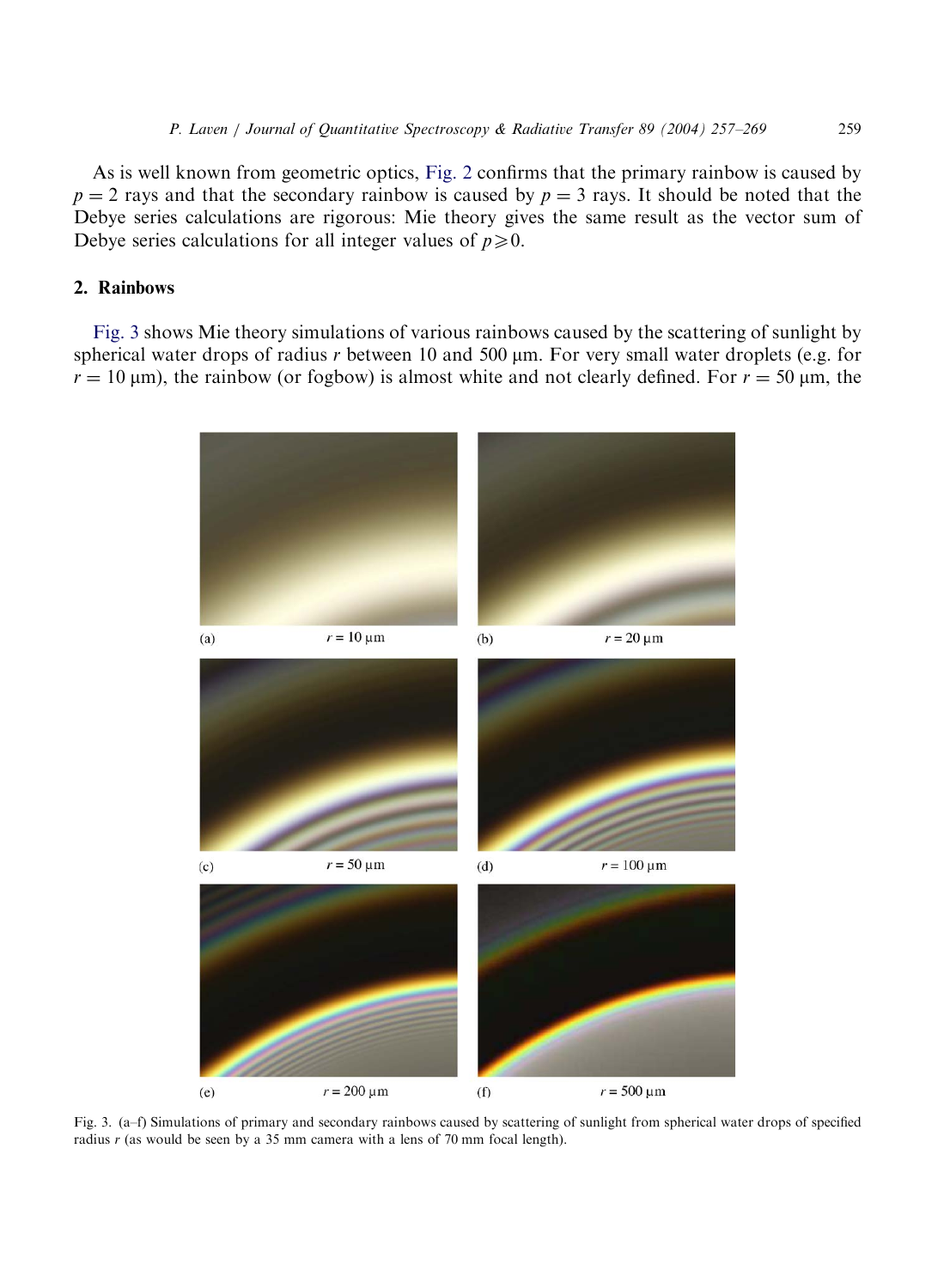As is well known from geometric optics, Fig. 2 confirms that the primary rainbow is caused by $p = 2$ rays and that the secondary rainbow is caused by $p = 3$ rays. It should be noted that the Debye series calculations are rigorous: Mie theory gives the same result as the vector sum of Debye series calculations for all integer values of $p \geqslant 0$.

## 2. Rainbows

Fig. 3 shows Mie theory simulations of various rainbows caused by the scattering of sunlight by spherical water drops of radius $r$ between 10 and 500 μm. For very small water droplets (e.g. for $r = 10$ μm), the rainbow (or fogbow) is almost white and not clearly defined. For $r = 50$ μm, the

(a) $r = 10$ μm (b) $r = 20$ μm (c) $r = 50$ μm (d) $r = 100$ μm (e) $r = 200$ μm (f) $r = 500$ μm

Fig. 3. (a–f) Simulations of primary and secondary rainbows caused by scattering of sunlight from spherical water drops of specified radius $r$ (as would be seen by a 35 mm camera with a lens of 70 mm focal length).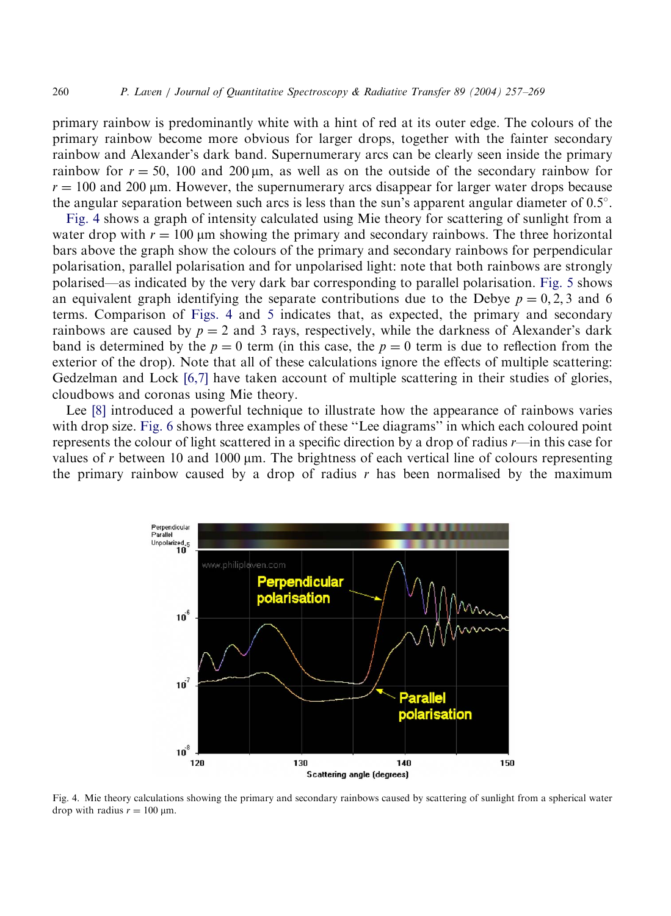primary rainbow is predominantly white with a hint of red at its outer edge. The colours of the primary rainbow become more obvious for larger drops, together with the fainter secondary rainbow and Alexander's dark band. Supernumerary arcs can be clearly seen inside the primary rainbow for $r = 50$, 100 and 200 μm, as well as on the outside of the secondary rainbow for $r = 100$ and 200 μm. However, the supernumerary arcs disappear for larger water drops because the angular separation between such arcs is less than the sun's apparent angular diameter of 0.5°.

Fig. 4 shows a graph of intensity calculated using Mie theory for scattering of sunlight from a water drop with $r = 100$ μm showing the primary and secondary rainbows. The three horizontal bars above the graph show the colours of the primary and secondary rainbows for perpendicular polarisation, parallel polarisation and for unpolarised light: note that both rainbows are strongly polarised—as indicated by the very dark bar corresponding to parallel polarisation. Fig. 5 shows an equivalent graph identifying the separate contributions due to the Debye $p = 0, 2, 3$ and 6 terms. Comparison of Figs. 4 and 5 indicates that, as expected, the primary and secondary rainbows are caused by $p = 2$ and 3 rays, respectively, while the darkness of Alexander's dark band is determined by the $p = 0$ term (in this case, the $p = 0$ term is due to reflection from the exterior of the drop). Note that all of these calculations ignore the effects of multiple scattering: Gedzelman and Lock [6,7] have taken account of multiple scattering in their studies of glories, cloudbows and coronas using Mie theory.

Lee [8] introduced a powerful technique to illustrate how the appearance of rainbows varies with drop size. Fig. 6 shows three examples of these "Lee diagrams" in which each coloured point represents the colour of light scattered in a specific direction by a drop of radius $r$—in this case for values of $r$ between 10 and 1000 μm. The brightness of each vertical line of colours representing the primary rainbow caused by a drop of radius $r$ has been normalised by the maximum

Fig. 4. Mie theory calculations showing the primary and secondary rainbows caused by scattering of sunlight from a spherical water drop with radius $r = 100$ μm.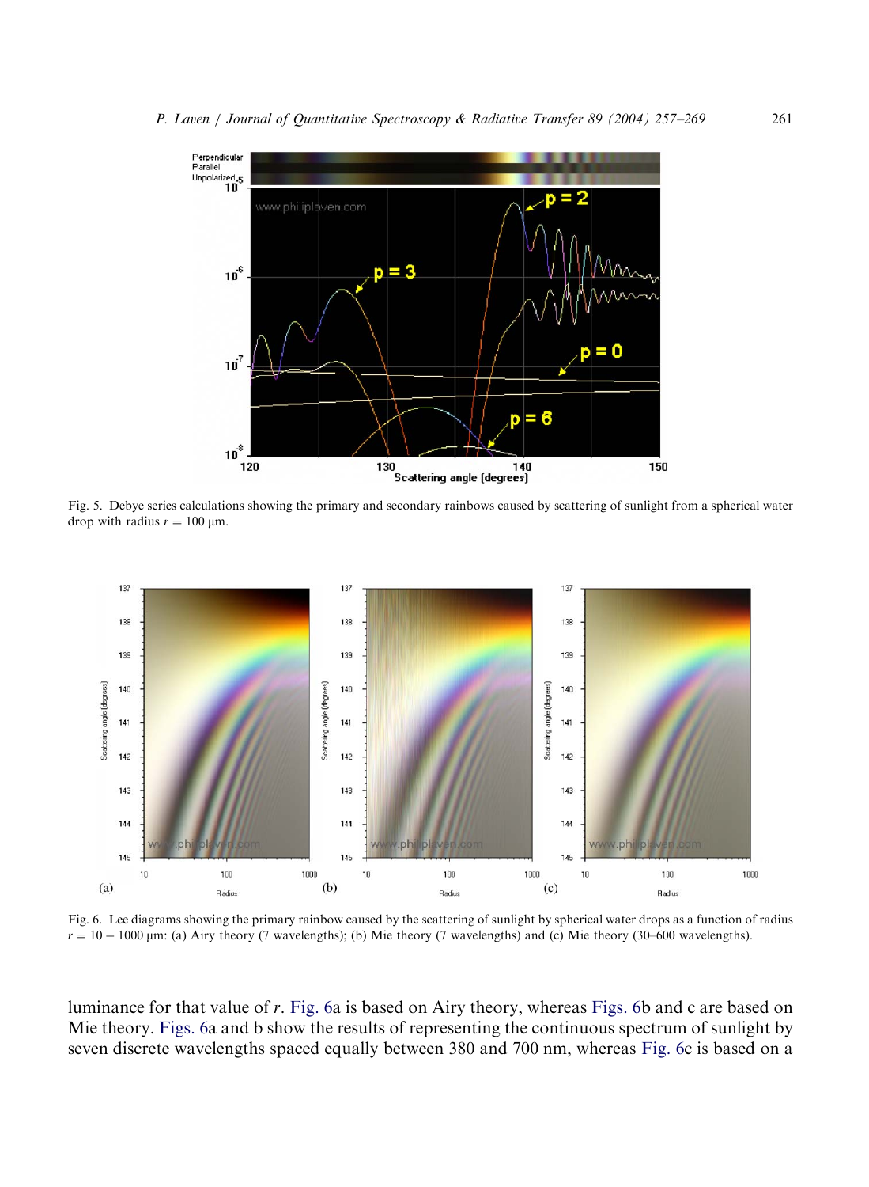Fig. 5. Debye series calculations showing the primary and secondary rainbows caused by scattering of sunlight from a spherical water drop with radius $r = 100$ μm.

Fig. 6. Lee diagrams showing the primary rainbow caused by the scattering of sunlight by spherical water drops as a function of radius $r = 10 - 1000$ μm: (a) Airy theory (7 wavelengths); (b) Mie theory (7 wavelengths) and (c) Mie theory (30–600 wavelengths).

luminance for that value of $r$. Fig. 6a is based on Airy theory, whereas Figs. 6b and c are based on Mie theory. Figs. 6a and b show the results of representing the continuous spectrum of sunlight by seven discrete wavelengths spaced equally between 380 and 700 nm, whereas Fig. 6c is based on a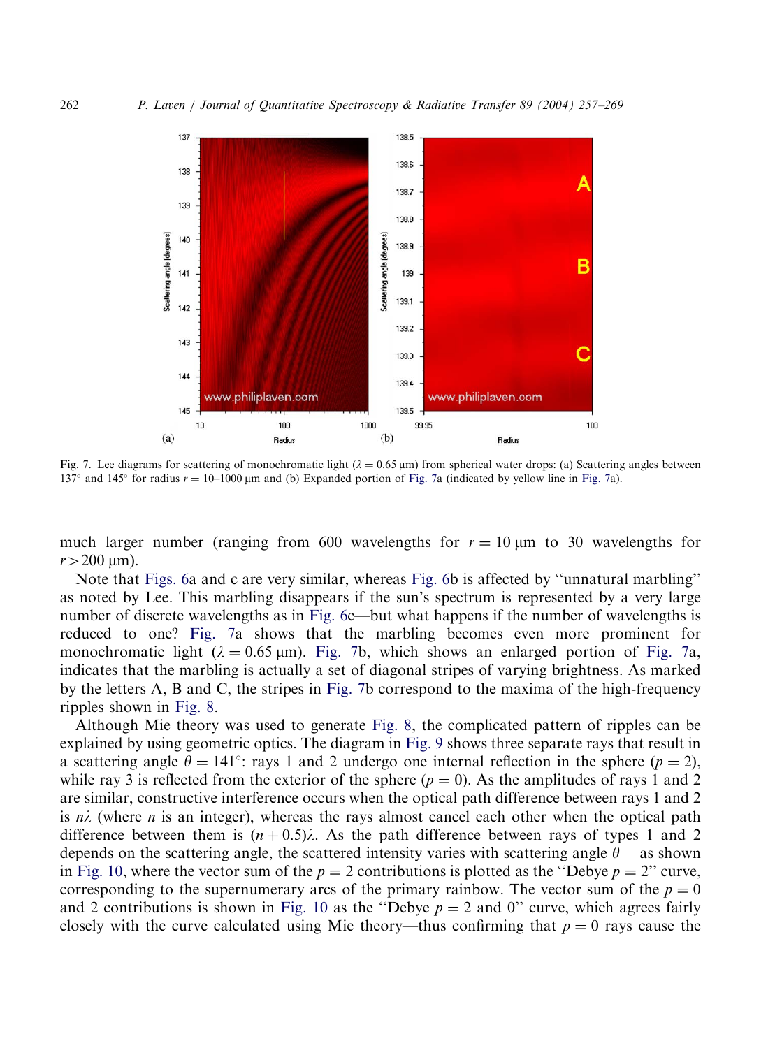Fig. 7. Lee diagrams for scattering of monochromatic light ($\lambda = 0.65$ μm) from spherical water drops: (a) Scattering angles between 137° and 145° for radius $r = 10$–1000 μm and (b) Expanded portion of Fig. 7a (indicated by yellow line in Fig. 7a).

much larger number (ranging from 600 wavelengths for $r = 10$ μm to 30 wavelengths for $r > 200$ μm).

Note that Figs. 6a and c are very similar, whereas Fig. 6b is affected by "unnatural marbling" as noted by Lee. This marbling disappears if the sun's spectrum is represented by a very large number of discrete wavelengths as in Fig. 6c—but what happens if the number of wavelengths is reduced to one? Fig. 7a shows that the marbling becomes even more prominent for monochromatic light ($\lambda = 0.65$ μm). Fig. 7b, which shows an enlarged portion of Fig. 7a, indicates that the marbling is actually a set of diagonal stripes of varying brightness. As marked by the letters A, B and C, the stripes in Fig. 7b correspond to the maxima of the high-frequency ripples shown in Fig. 8.

Although Mie theory was used to generate Fig. 8, the complicated pattern of ripples can be explained by using geometric optics. The diagram in Fig. 9 shows three separate rays that result in a scattering angle $\theta = 141°$: rays 1 and 2 undergo one internal reflection in the sphere ($p = 2$), while ray 3 is reflected from the exterior of the sphere ($p = 0$). As the amplitudes of rays 1 and 2 are similar, constructive interference occurs when the optical path difference between rays 1 and 2 is $n\lambda$ (where $n$ is an integer), whereas the rays almost cancel each other when the optical path difference between them is $(n + 0.5)\lambda$. As the path difference between rays of types 1 and 2 depends on the scattering angle, the scattered intensity varies with scattering angle $\theta$— as shown in Fig. 10, where the vector sum of the $p = 2$ contributions is plotted as the "Debye $p = 2$" curve, corresponding to the supernumerary arcs of the primary rainbow. The vector sum of the $p = 0$ and 2 contributions is shown in Fig. 10 as the "Debye $p = 2$ and 0" curve, which agrees fairly closely with the curve calculated using Mie theory—thus confirming that $p = 0$ rays cause the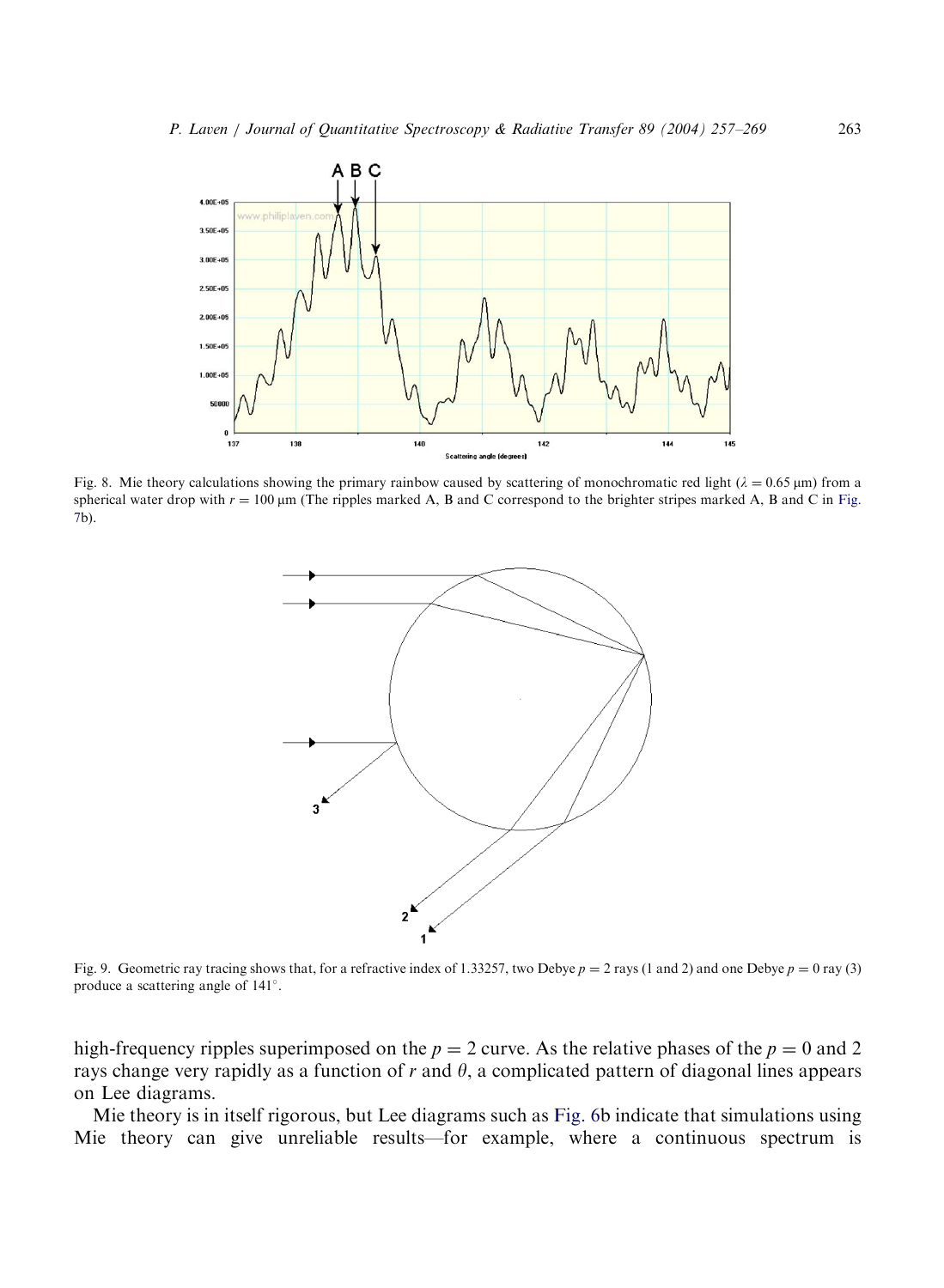Fig. 8. Mie theory calculations showing the primary rainbow caused by scattering of monochromatic red light ($\lambda = 0.65\ \mu m$) from a spherical water drop with $r = 100\ \mu m$ (The ripples marked A, B and C correspond to the brighter stripes marked A, B and C in Fig. 7b).

Fig. 9. Geometric ray tracing shows that, for a refractive index of 1.33257, two Debye $p = 2$ rays (1 and 2) and one Debye $p = 0$ ray (3) produce a scattering angle of 141°.

high-frequency ripples superimposed on the $p = 2$ curve. As the relative phases of the $p = 0$ and 2 rays change very rapidly as a function of $r$ and $\theta$, a complicated pattern of diagonal lines appears on Lee diagrams.

Mie theory is in itself rigorous, but Lee diagrams such as Fig. 6b indicate that simulations using Mie theory can give unreliable results—for example, where a continuous spectrum is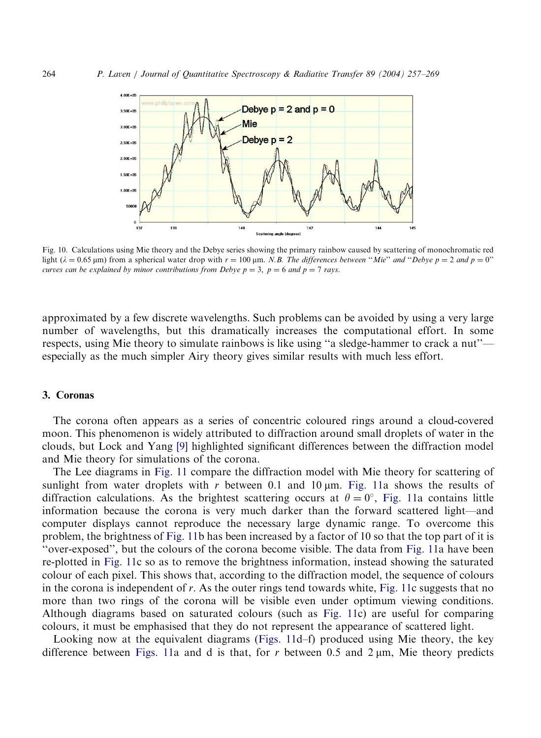Fig. 10. Calculations using Mie theory and the Debye series showing the primary rainbow caused by scattering of monochromatic red light ($\lambda = 0.65$ μm) from a spherical water drop with $r = 100$ μm. *N.B. The differences between "Mie" and "Debye $p = 2$ and $p = 0$" curves can be explained by minor contributions from Debye $p = 3$, $p = 6$ and $p = 7$ rays.*

approximated by a few discrete wavelengths. Such problems can be avoided by using a very large number of wavelengths, but this dramatically increases the computational effort. In some respects, using Mie theory to simulate rainbows is like using "a sledge-hammer to crack a nut"—especially as the much simpler Airy theory gives similar results with much less effort.

## 3. Coronas

The corona often appears as a series of concentric coloured rings around a cloud-covered moon. This phenomenon is widely attributed to diffraction around small droplets of water in the clouds, but Lock and Yang [9] highlighted significant differences between the diffraction model and Mie theory for simulations of the corona.

The Lee diagrams in Fig. 11 compare the diffraction model with Mie theory for scattering of sunlight from water droplets with $r$ between 0.1 and 10 μm. Fig. 11a shows the results of diffraction calculations. As the brightest scattering occurs at $\theta = 0°$, Fig. 11a contains little information because the corona is very much darker than the forward scattered light—and computer displays cannot reproduce the necessary large dynamic range. To overcome this problem, the brightness of Fig. 11b has been increased by a factor of 10 so that the top part of it is "over-exposed", but the colours of the corona become visible. The data from Fig. 11a have been re-plotted in Fig. 11c so as to remove the brightness information, instead showing the saturated colour of each pixel. This shows that, according to the diffraction model, the sequence of colours in the corona is independent of $r$. As the outer rings tend towards white, Fig. 11c suggests that no more than two rings of the corona will be visible even under optimum viewing conditions. Although diagrams based on saturated colours (such as Fig. 11c) are useful for comparing colours, it must be emphasised that they do not represent the appearance of scattered light.

Looking now at the equivalent diagrams (Figs. 11d–f) produced using Mie theory, the key difference between Figs. 11a and d is that, for $r$ between 0.5 and 2 μm, Mie theory predicts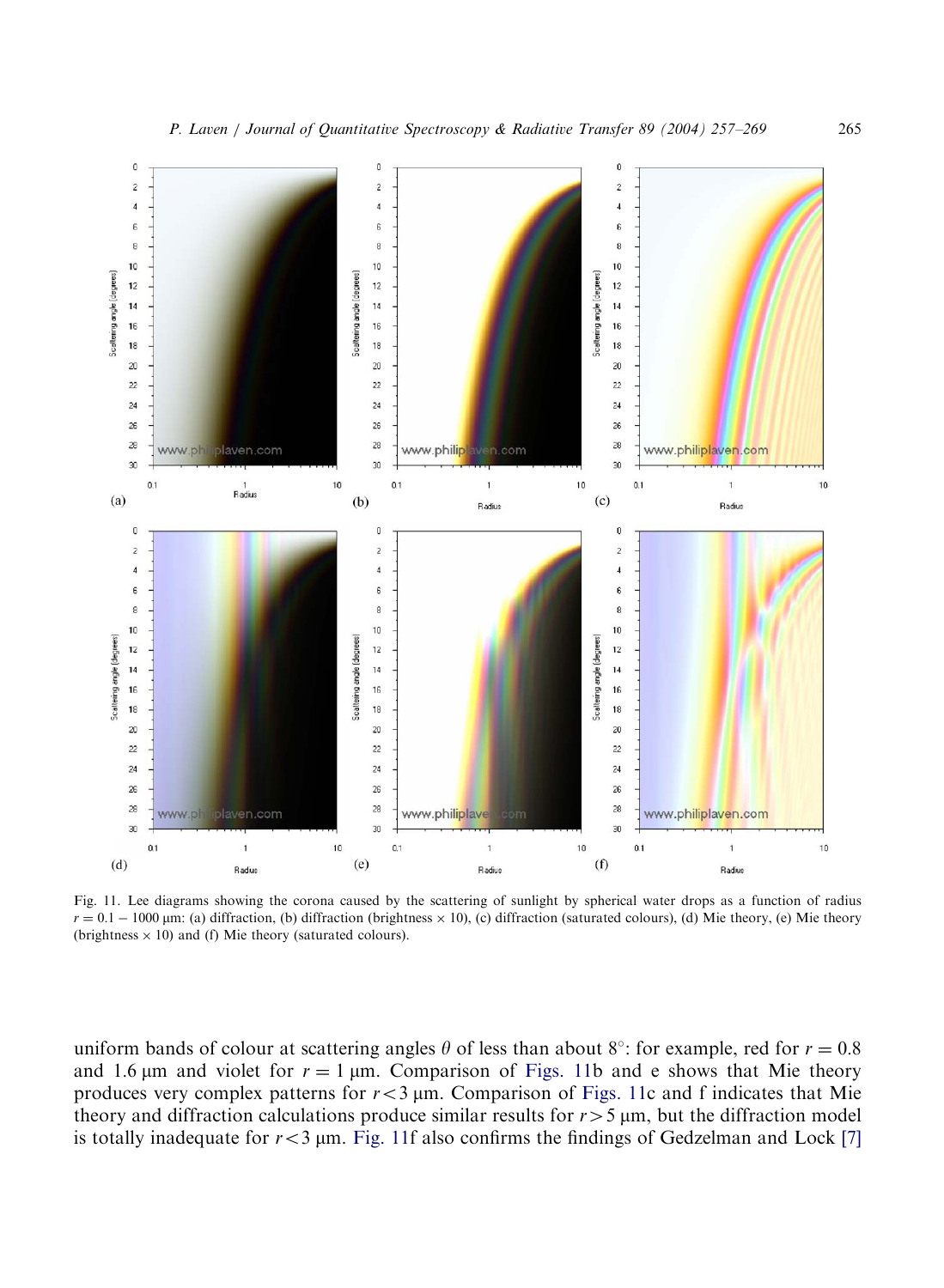Fig. 11. Lee diagrams showing the corona caused by the scattering of sunlight by spherical water drops as a function of radius $r = 0.1 - 1000$ μm: (a) diffraction, (b) diffraction (brightness × 10), (c) diffraction (saturated colours), (d) Mie theory, (e) Mie theory (brightness × 10) and (f) Mie theory (saturated colours).

uniform bands of colour at scattering angles $\theta$ of less than about 8°: for example, red for $r = 0.8$ and 1.6 μm and violet for $r = 1$ μm. Comparison of Figs. 11b and e shows that Mie theory produces very complex patterns for $r < 3$ μm. Comparison of Figs. 11c and f indicates that Mie theory and diffraction calculations produce similar results for $r > 5$ μm, but the diffraction model is totally inadequate for $r < 3$ μm. Fig. 11f also confirms the findings of Gedzelman and Lock [7]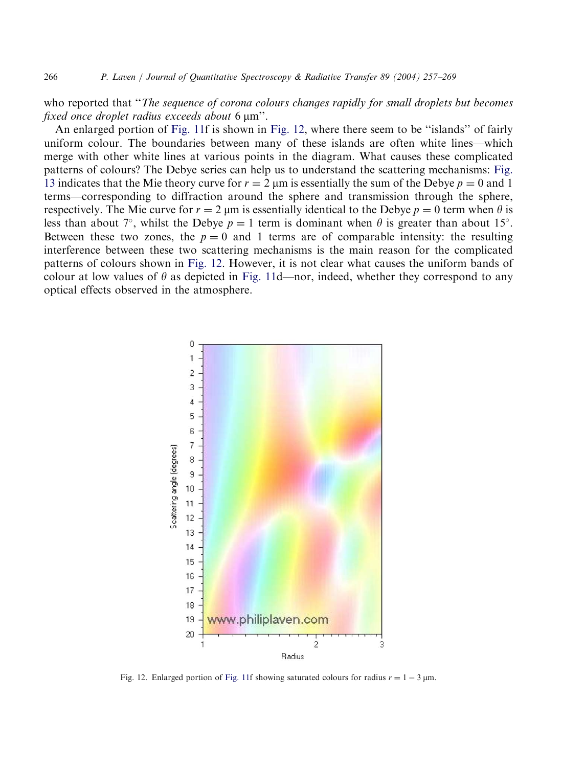who reported that "*The sequence of corona colours changes rapidly for small droplets but becomes fixed once droplet radius exceeds about* 6 μm".

An enlarged portion of Fig. 11f is shown in Fig. 12, where there seem to be "islands" of fairly uniform colour. The boundaries between many of these islands are often white lines—which merge with other white lines at various points in the diagram. What causes these complicated patterns of colours? The Debye series can help us to understand the scattering mechanisms: Fig. 13 indicates that the Mie theory curve for $r = 2$ μm is essentially the sum of the Debye $p = 0$ and 1 terms—corresponding to diffraction around the sphere and transmission through the sphere, respectively. The Mie curve for $r = 2$ μm is essentially identical to the Debye $p = 0$ term when $\theta$ is less than about 7°, whilst the Debye $p = 1$ term is dominant when $\theta$ is greater than about 15°. Between these two zones, the $p = 0$ and 1 terms are of comparable intensity: the resulting interference between these two scattering mechanisms is the main reason for the complicated patterns of colours shown in Fig. 12. However, it is not clear what causes the uniform bands of colour at low values of $\theta$ as depicted in Fig. 11d—nor, indeed, whether they correspond to any optical effects observed in the atmosphere.

Fig. 12. Enlarged portion of Fig. 11f showing saturated colours for radius $r = 1 - 3$ μm.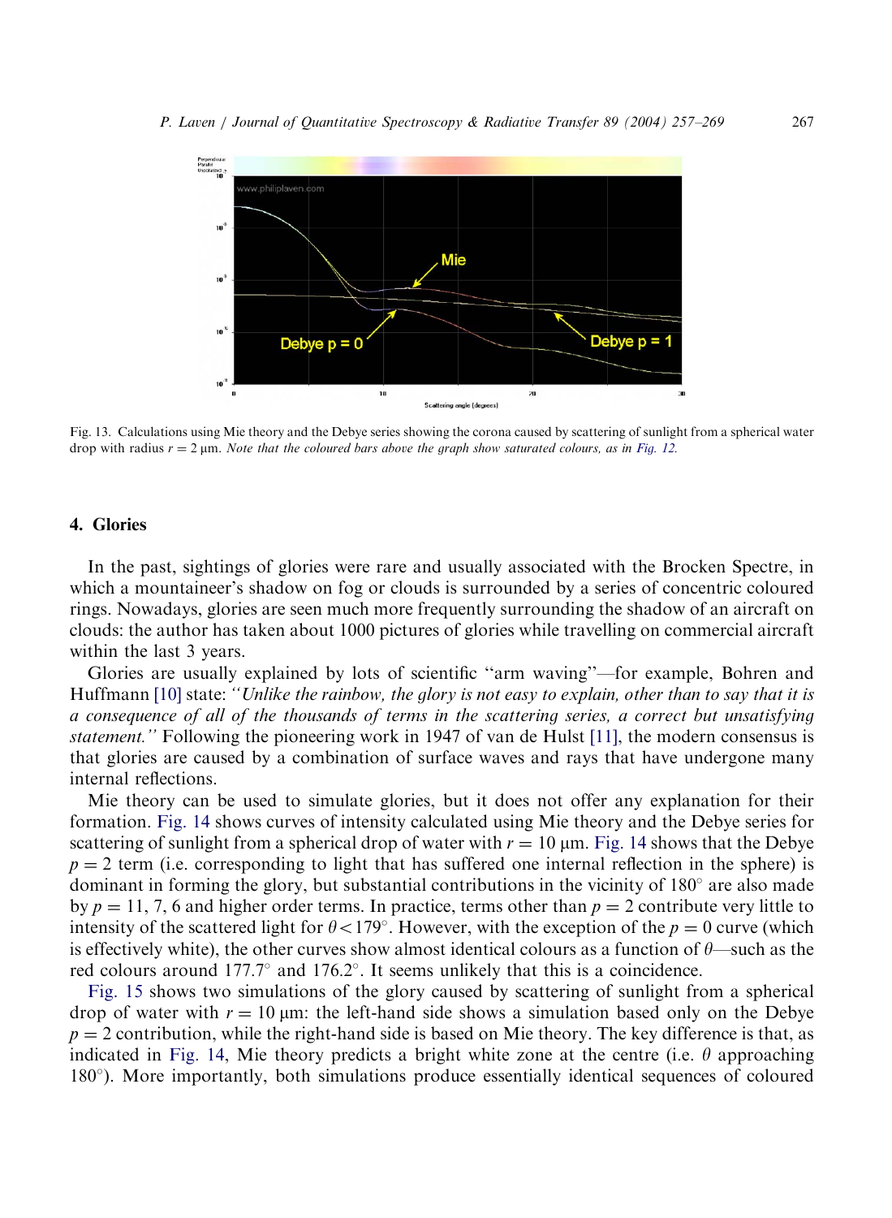Fig. 13. Calculations using Mie theory and the Debye series showing the corona caused by scattering of sunlight from a spherical water drop with radius $r = 2\ \mu m$. *Note that the coloured bars above the graph show saturated colours, as in Fig. 12.*

## 4. Glories

In the past, sightings of glories were rare and usually associated with the Brocken Spectre, in which a mountaineer's shadow on fog or clouds is surrounded by a series of concentric coloured rings. Nowadays, glories are seen much more frequently surrounding the shadow of an aircraft on clouds: the author has taken about 1000 pictures of glories while travelling on commercial aircraft within the last 3 years.

Glories are usually explained by lots of scientific "arm waving"—for example, Bohren and Huffmann [10] state: *"Unlike the rainbow, the glory is not easy to explain, other than to say that it is a consequence of all of the thousands of terms in the scattering series, a correct but unsatisfying statement."* Following the pioneering work in 1947 of van de Hulst [11], the modern consensus is that glories are caused by a combination of surface waves and rays that have undergone many internal reflections.

Mie theory can be used to simulate glories, but it does not offer any explanation for their formation. Fig. 14 shows curves of intensity calculated using Mie theory and the Debye series for scattering of sunlight from a spherical drop of water with $r = 10\ \mu m$. Fig. 14 shows that the Debye $p = 2$ term (i.e. corresponding to light that has suffered one internal reflection in the sphere) is dominant in forming the glory, but substantial contributions in the vicinity of 180° are also made by $p = 11$, 7, 6 and higher order terms. In practice, terms other than $p = 2$ contribute very little to intensity of the scattered light for $\theta < 179°$. However, with the exception of the $p = 0$ curve (which is effectively white), the other curves show almost identical colours as a function of $\theta$—such as the red colours around 177.7° and 176.2°. It seems unlikely that this is a coincidence.

Fig. 15 shows two simulations of the glory caused by scattering of sunlight from a spherical drop of water with $r = 10\ \mu m$: the left-hand side shows a simulation based only on the Debye $p = 2$ contribution, while the right-hand side is based on Mie theory. The key difference is that, as indicated in Fig. 14, Mie theory predicts a bright white zone at the centre (i.e. $\theta$ approaching 180°). More importantly, both simulations produce essentially identical sequences of coloured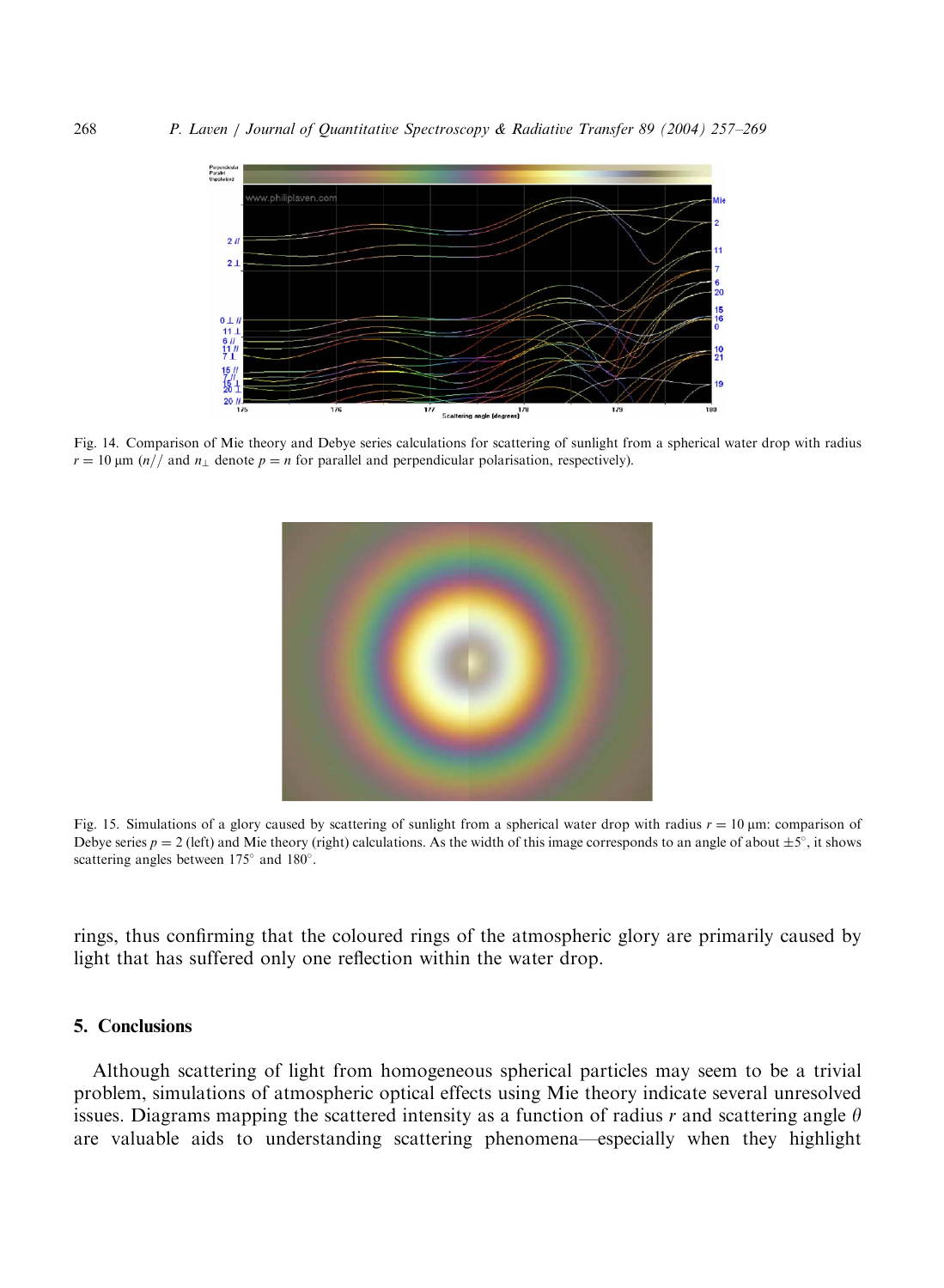Fig. 14. Comparison of Mie theory and Debye series calculations for scattering of sunlight from a spherical water drop with radius $r = 10$ μm ($n//$ and $n_{\perp}$ denote $p = n$ for parallel and perpendicular polarisation, respectively).

Fig. 15. Simulations of a glory caused by scattering of sunlight from a spherical water drop with radius $r = 10$ μm: comparison of Debye series $p = 2$ (left) and Mie theory (right) calculations. As the width of this image corresponds to an angle of about $\pm 5^{\circ}$, it shows scattering angles between $175^{\circ}$ and $180^{\circ}$.

rings, thus confirming that the coloured rings of the atmospheric glory are primarily caused by light that has suffered only one reflection within the water drop.

## 5. Conclusions

Although scattering of light from homogeneous spherical particles may seem to be a trivial problem, simulations of atmospheric optical effects using Mie theory indicate several unresolved issues. Diagrams mapping the scattered intensity as a function of radius $r$ and scattering angle $\theta$ are valuable aids to understanding scattering phenomena—especially when they highlight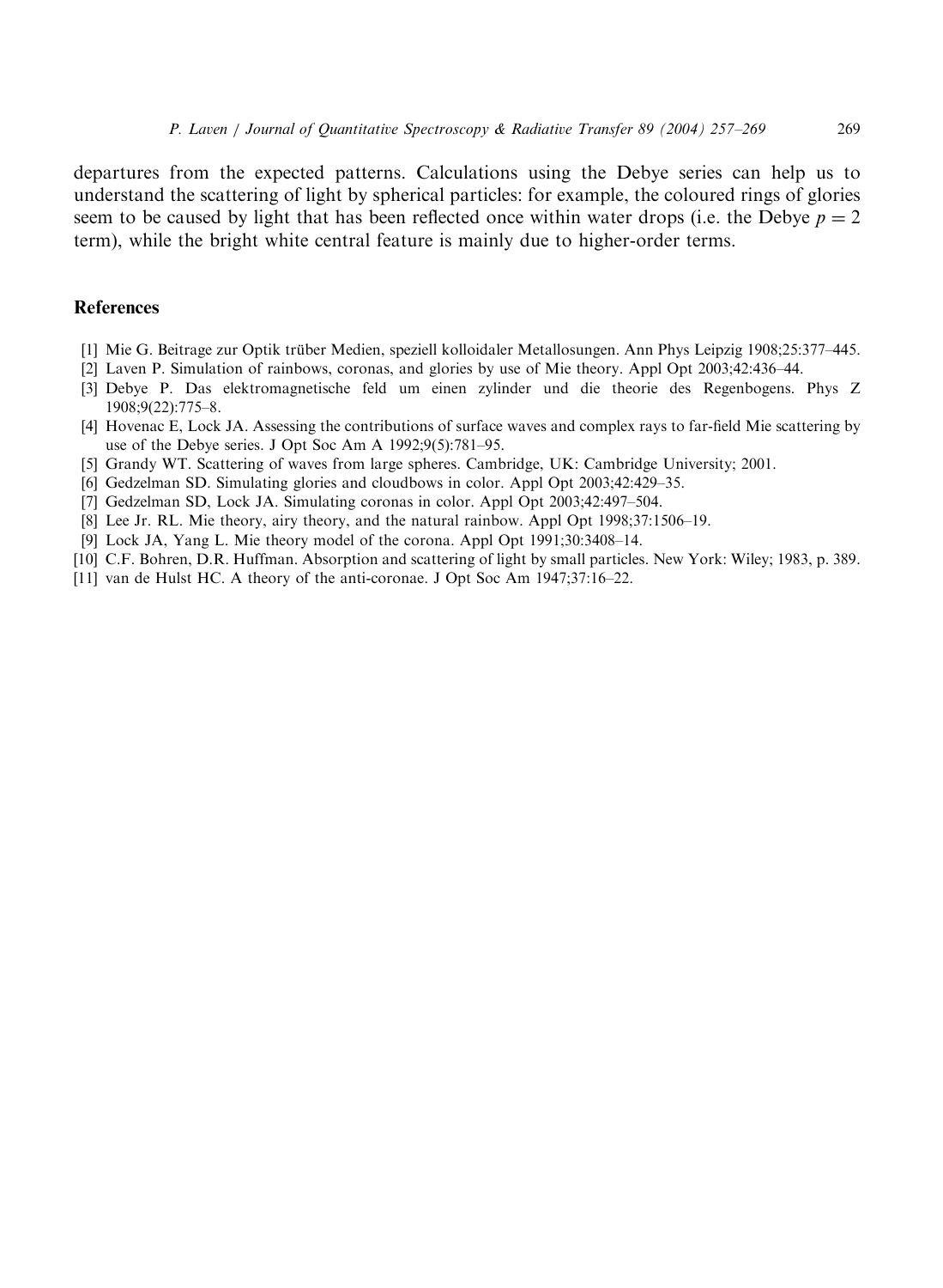departures from the expected patterns. Calculations using the Debye series can help us to understand the scattering of light by spherical particles: for example, the coloured rings of glories seem to be caused by light that has been reflected once within water drops (i.e. the Debye $p = 2$ term), while the bright white central feature is mainly due to higher-order terms.

## References

[1] Mie G. Beitrage zur Optik trüber Medien, speziell kolloidaler Metallosungen. Ann Phys Leipzig 1908;25:377–445.

[2] Laven P. Simulation of rainbows, coronas, and glories by use of Mie theory. Appl Opt 2003;42:436–44.

[3] Debye P. Das elektromagnetische feld um einen zylinder und die theorie des Regenbogens. Phys Z 1908;9(22):775–8.

[4] Hovenac E, Lock JA. Assessing the contributions of surface waves and complex rays to far-field Mie scattering by use of the Debye series. J Opt Soc Am A 1992;9(5):781–95.

[5] Grandy WT. Scattering of waves from large spheres. Cambridge, UK: Cambridge University; 2001.

[6] Gedzelman SD. Simulating glories and cloudbows in color. Appl Opt 2003;42:429–35.

[7] Gedzelman SD, Lock JA. Simulating coronas in color. Appl Opt 2003;42:497–504.

[8] Lee Jr. RL. Mie theory, airy theory, and the natural rainbow. Appl Opt 1998;37:1506–19.

[9] Lock JA, Yang L. Mie theory model of the corona. Appl Opt 1991;30:3408–14.

[10] C.F. Bohren, D.R. Huffman. Absorption and scattering of light by small particles. New York: Wiley; 1983, p. 389.

[11] van de Hulst HC. A theory of the anti-coronae. J Opt Soc Am 1947;37:16–22.